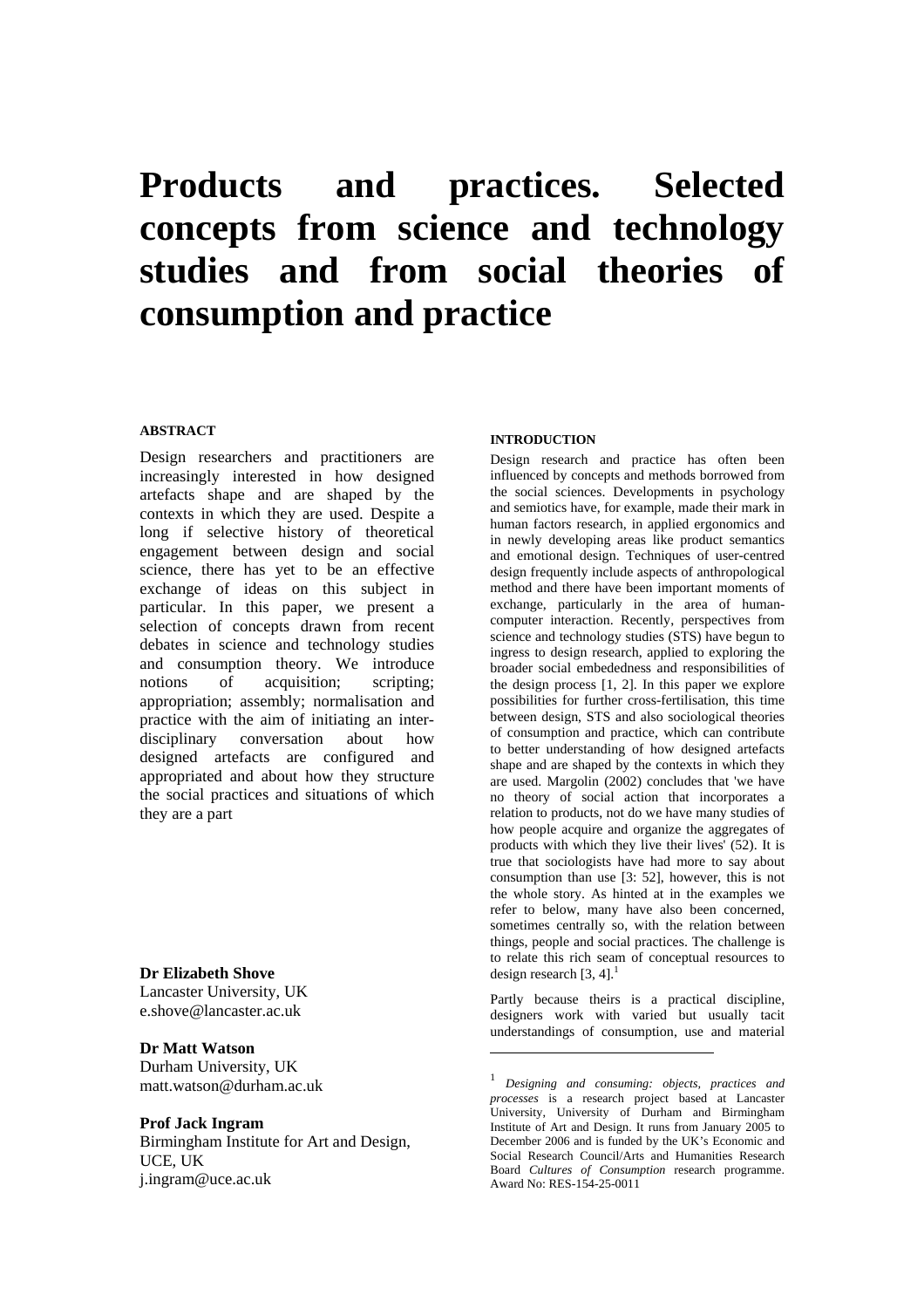# Products and practices. Selected concepts from science and technology studies and from social theories of consumption and practice

## ABSTRACT

Design researchers and practitioners are increasingly interested in how designed artefacts shape and are shaped by the contexts in which they are used. Despite a long if selective history of theoretical engagement between design and social science, there has yet to be an effective exchange of ideas on this subject in particular. In this paper, we present a selection of concepts drawn from recent debates in science and technology studies and consumption theory. We introduce notions of acquisition; scripting; appropriation; assembly; normalisation and practice with the aim of initiating an inter-disciplinary conversation about how designed artefacts are configured and appropriated and about how they structure the social practices and situations of which they are a part

**Dr Elizabeth Shove**
Lancaster University, UK
e.shove@lancaster.ac.uk

**Dr Matt Watson**
Durham University, UK
matt.watson@durham.ac.uk

**Prof Jack Ingram**
Birmingham Institute for Art and Design, UCE, UK
j.ingram@uce.ac.uk

## INTRODUCTION

Design research and practice has often been influenced by concepts and methods borrowed from the social sciences. Developments in psychology and semiotics have, for example, made their mark in human factors research, in applied ergonomics and in newly developing areas like product semantics and emotional design. Techniques of user-centred design frequently include aspects of anthropological method and there have been important moments of exchange, particularly in the area of human-computer interaction. Recently, perspectives from science and technology studies (STS) have begun to ingress to design research, applied to exploring the broader social embededness and responsibilities of the design process [1, 2]. In this paper we explore possibilities for further cross-fertilisation, this time between design, STS and also sociological theories of consumption and practice, which can contribute to better understanding of how designed artefacts shape and are shaped by the contexts in which they are used. Margolin (2002) concludes that 'we have no theory of social action that incorporates a relation to products, not do we have many studies of how people acquire and organize the aggregates of products with which they live their lives' (52). It is true that sociologists have had more to say about consumption than use [3: 52], however, this is not the whole story. As hinted at in the examples we refer to below, many have also been concerned, sometimes centrally so, with the relation between things, people and social practices. The challenge is to relate this rich seam of conceptual resources to design research [3, 4].[1]

Partly because theirs is a practical discipline, designers work with varied but usually tacit understandings of consumption, use and material

[1] *Designing and consuming: objects, practices and processes* is a research project based at Lancaster University, University of Durham and Birmingham Institute of Art and Design. It runs from January 2005 to December 2006 and is funded by the UK's Economic and Social Research Council/Arts and Humanities Research Board *Cultures of Consumption* research programme. Award No: RES-154-25-0011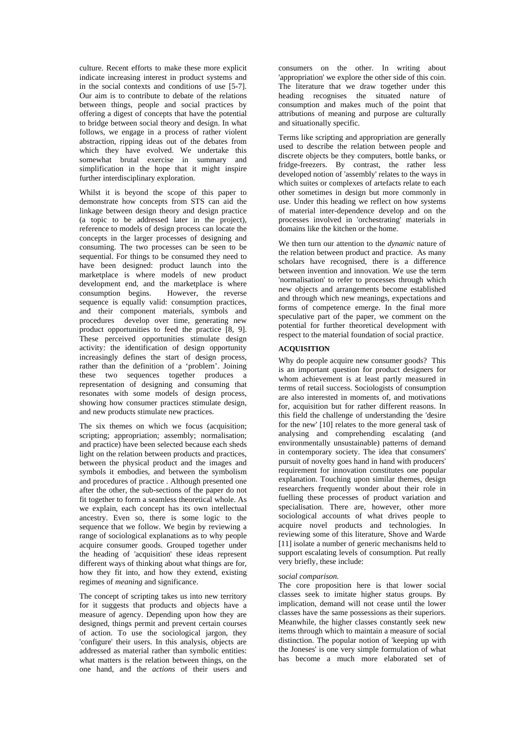culture. Recent efforts to make these more explicit indicate increasing interest in product systems and in the social contexts and conditions of use [5-7]. Our aim is to contribute to debate of the relations between things, people and social practices by offering a digest of concepts that have the potential to bridge between social theory and design. In what follows, we engage in a process of rather violent abstraction, ripping ideas out of the debates from which they have evolved. We undertake this somewhat brutal exercise in summary and simplification in the hope that it might inspire further interdisciplinary exploration.

Whilst it is beyond the scope of this paper to demonstrate how concepts from STS can aid the linkage between design theory and design practice (a topic to be addressed later in the project), reference to models of design process can locate the concepts in the larger processes of designing and consuming. The two processes can be seen to be sequential. For things to be consumed they need to have been designed: product launch into the marketplace is where models of new product development end, and the marketplace is where consumption begins. However, the reverse sequence is equally valid: consumption practices, and their component materials, symbols and procedures develop over time, generating new product opportunities to feed the practice [8, 9]. These perceived opportunities stimulate design activity: the identification of design opportunity increasingly defines the start of design process, rather than the definition of a 'problem'. Joining these two sequences together produces a representation of designing and consuming that resonates with some models of design process, showing how consumer practices stimulate design, and new products stimulate new practices.

The six themes on which we focus (acquisition; scripting; appropriation; assembly; normalisation; and practice) have been selected because each sheds light on the relation between products and practices, between the physical product and the images and symbols it embodies, and between the symbolism and procedures of practice . Although presented one after the other, the sub-sections of the paper do not fit together to form a seamless theoretical whole. As we explain, each concept has its own intellectual ancestry. Even so, there is some logic to the sequence that we follow. We begin by reviewing a range of sociological explanations as to why people acquire consumer goods. Grouped together under the heading of 'acquisition' these ideas represent different ways of thinking about what things are for, how they fit into, and how they extend, existing regimes of *meaning* and significance.

The concept of scripting takes us into new territory for it suggests that products and objects have a measure of agency. Depending upon how they are designed, things permit and prevent certain courses of action. To use the sociological jargon, they 'configure' their users. In this analysis, objects are addressed as material rather than symbolic entities: what matters is the relation between things, on the one hand, and the *actions* of their users and consumers on the other. In writing about 'appropriation' we explore the other side of this coin. The literature that we draw together under this heading recognises the situated nature of consumption and makes much of the point that attributions of meaning and purpose are culturally and situationally specific.

Terms like scripting and appropriation are generally used to describe the relation between people and discrete objects be they computers, bottle banks, or fridge-freezers. By contrast, the rather less developed notion of 'assembly' relates to the ways in which suites or complexes of artefacts relate to each other sometimes in design but more commonly in use. Under this heading we reflect on how systems of material inter-dependence develop and on the processes involved in 'orchestrating' materials in domains like the kitchen or the home.

We then turn our attention to the *dynamic* nature of the relation between product and practice. As many scholars have recognised, there is a difference between invention and innovation. We use the term 'normalisation' to refer to processes through which new objects and arrangements become established and through which new meanings, expectations and forms of competence emerge. In the final more speculative part of the paper, we comment on the potential for further theoretical development with respect to the material foundation of social practice.

## ACQUISITION

Why do people acquire new consumer goods? This is an important question for product designers for whom achievement is at least partly measured in terms of retail success. Sociologists of consumption are also interested in moments of, and motivations for, acquisition but for rather different reasons. In this field the challenge of understanding the 'desire for the new' [10] relates to the more general task of analysing and comprehending escalating (and environmentally unsustainable) patterns of demand in contemporary society. The idea that consumers' pursuit of novelty goes hand in hand with producers' requirement for innovation constitutes one popular explanation. Touching upon similar themes, design researchers frequently wonder about their role in fuelling these processes of product variation and specialisation. There are, however, other more sociological accounts of what drives people to acquire novel products and technologies. In reviewing some of this literature, Shove and Warde [11] isolate a number of generic mechanisms held to support escalating levels of consumption. Put really very briefly, these include:

*social comparison.*

The core proposition here is that lower social classes seek to imitate higher status groups. By implication, demand will not cease until the lower classes have the same possessions as their superiors. Meanwhile, the higher classes constantly seek new items through which to maintain a measure of social distinction. The popular notion of 'keeping up with the Joneses' is one very simple formulation of what has become a much more elaborated set of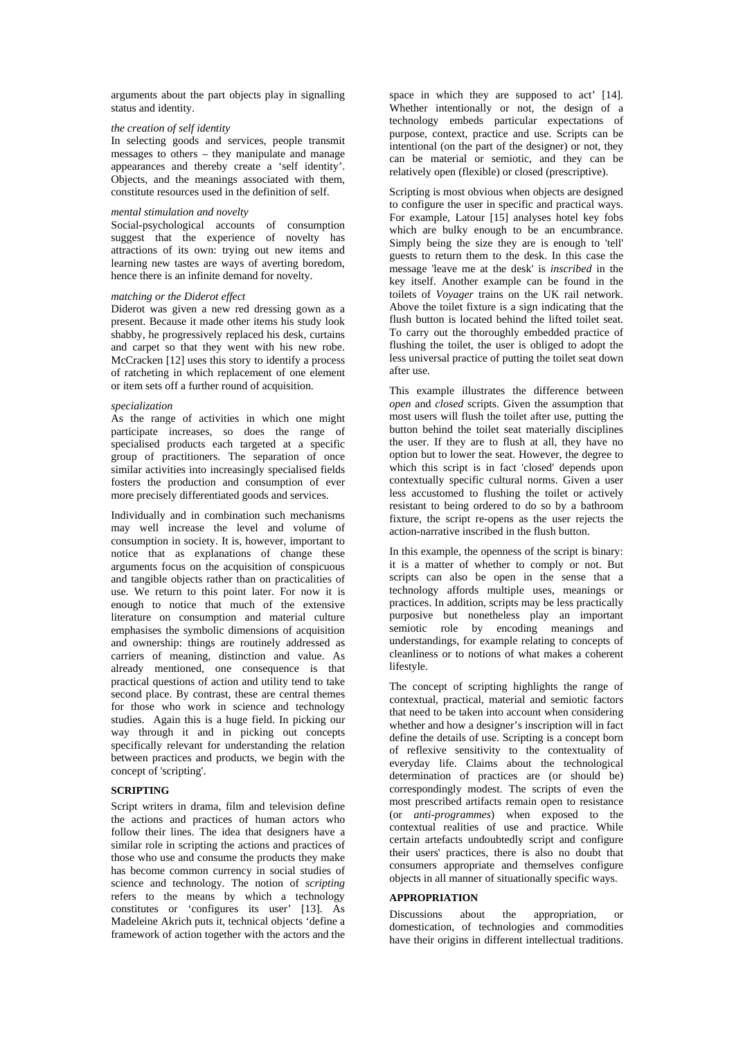arguments about the part objects play in signalling status and identity.

*the creation of self identity*

In selecting goods and services, people transmit messages to others – they manipulate and manage appearances and thereby create a 'self identity'. Objects, and the meanings associated with them, constitute resources used in the definition of self.

*mental stimulation and novelty*

Social-psychological accounts of consumption suggest that the experience of novelty has attractions of its own: trying out new items and learning new tastes are ways of averting boredom, hence there is an infinite demand for novelty.

*matching or the Diderot effect*

Diderot was given a new red dressing gown as a present. Because it made other items his study look shabby, he progressively replaced his desk, curtains and carpet so that they went with his new robe. McCracken [12] uses this story to identify a process of ratcheting in which replacement of one element or item sets off a further round of acquisition.

*specialization*

As the range of activities in which one might participate increases, so does the range of specialised products each targeted at a specific group of practitioners. The separation of once similar activities into increasingly specialised fields fosters the production and consumption of ever more precisely differentiated goods and services.

Individually and in combination such mechanisms may well increase the level and volume of consumption in society. It is, however, important to notice that as explanations of change these arguments focus on the acquisition of conspicuous and tangible objects rather than on practicalities of use. We return to this point later. For now it is enough to notice that much of the extensive literature on consumption and material culture emphasises the symbolic dimensions of acquisition and ownership: things are routinely addressed as carriers of meaning, distinction and value. As already mentioned, one consequence is that practical questions of action and utility tend to take second place. By contrast, these are central themes for those who work in science and technology studies. Again this is a huge field. In picking our way through it and in picking out concepts specifically relevant for understanding the relation between practices and products, we begin with the concept of 'scripting'.

## SCRIPTING

Script writers in drama, film and television define the actions and practices of human actors who follow their lines. The idea that designers have a similar role in scripting the actions and practices of those who use and consume the products they make has become common currency in social studies of science and technology. The notion of *scripting* refers to the means by which a technology constitutes or 'configures its user' [13]. As Madeleine Akrich puts it, technical objects 'define a framework of action together with the actors and the space in which they are supposed to act' [14]. Whether intentionally or not, the design of a technology embeds particular expectations of purpose, context, practice and use. Scripts can be intentional (on the part of the designer) or not, they can be material or semiotic, and they can be relatively open (flexible) or closed (prescriptive).

Scripting is most obvious when objects are designed to configure the user in specific and practical ways. For example, Latour [15] analyses hotel key fobs which are bulky enough to be an encumbrance. Simply being the size they are is enough to 'tell' guests to return them to the desk. In this case the message 'leave me at the desk' is *inscribed* in the key itself. Another example can be found in the toilets of *Voyager* trains on the UK rail network. Above the toilet fixture is a sign indicating that the flush button is located behind the lifted toilet seat. To carry out the thoroughly embedded practice of flushing the toilet, the user is obliged to adopt the less universal practice of putting the toilet seat down after use.

This example illustrates the difference between *open* and *closed* scripts. Given the assumption that most users will flush the toilet after use, putting the button behind the toilet seat materially disciplines the user. If they are to flush at all, they have no option but to lower the seat. However, the degree to which this script is in fact 'closed' depends upon contextually specific cultural norms. Given a user less accustomed to flushing the toilet or actively resistant to being ordered to do so by a bathroom fixture, the script re-opens as the user rejects the action-narrative inscribed in the flush button.

In this example, the openness of the script is binary: it is a matter of whether to comply or not. But scripts can also be open in the sense that a technology affords multiple uses, meanings or practices. In addition, scripts may be less practically purposive but nonetheless play an important semiotic role by encoding meanings and understandings, for example relating to concepts of cleanliness or to notions of what makes a coherent lifestyle.

The concept of scripting highlights the range of contextual, practical, material and semiotic factors that need to be taken into account when considering whether and how a designer's inscription will in fact define the details of use. Scripting is a concept born of reflexive sensitivity to the contextuality of everyday life. Claims about the technological determination of practices are (or should be) correspondingly modest. The scripts of even the most prescribed artifacts remain open to resistance (or *anti-programmes*) when exposed to the contextual realities of use and practice. While certain artefacts undoubtedly script and configure their users' practices, there is also no doubt that consumers appropriate and themselves configure objects in all manner of situationally specific ways.

## APPROPRIATION

Discussions about the appropriation, or domestication, of technologies and commodities have their origins in different intellectual traditions.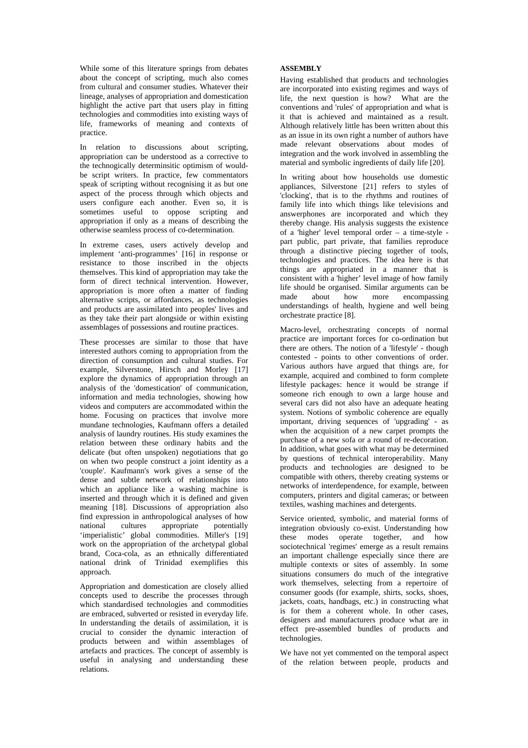While some of this literature springs from debates about the concept of scripting, much also comes from cultural and consumer studies. Whatever their lineage, analyses of appropriation and domestication highlight the active part that users play in fitting technologies and commodities into existing ways of life, frameworks of meaning and contexts of practice.

In relation to discussions about scripting, appropriation can be understood as a corrective to the technogically determinsitic optimism of would-be script writers. In practice, few commentators speak of scripting without recognising it as but one aspect of the process through which objects and users configure each another. Even so, it is sometimes useful to oppose scripting and appropriation if only as a means of describing the otherwise seamless process of co-determination.

In extreme cases, users actively develop and implement 'anti-programmes' [16] in response or resistance to those inscribed in the objects themselves. This kind of appropriation may take the form of direct technical intervention. However, appropriation is more often a matter of finding alternative scripts, or affordances, as technologies and products are assimilated into peoples' lives and as they take their part alongside or within existing assemblages of possessions and routine practices.

These processes are similar to those that have interested authors coming to appropriation from the direction of consumption and cultural studies. For example, Silverstone, Hirsch and Morley [17] explore the dynamics of appropriation through an analysis of the 'domestication' of communication, information and media technologies, showing how videos and computers are accommodated within the home. Focusing on practices that involve more mundane technologies, Kaufmann offers a detailed analysis of laundry routines. His study examines the relation between these ordinary habits and the delicate (but often unspoken) negotiations that go on when two people construct a joint identity as a 'couple'. Kaufmann's work gives a sense of the dense and subtle network of relationships into which an appliance like a washing machine is inserted and through which it is defined and given meaning [18]. Discussions of appropriation also find expression in anthropological analyses of how national cultures appropriate potentially 'imperialistic' global commodities. Miller's [19] work on the appropriation of the archetypal global brand, Coca-cola, as an ethnically differentiated national drink of Trinidad exemplifies this approach.

Appropriation and domestication are closely allied concepts used to describe the processes through which standardised technologies and commodities are embraced, subverted or resisted in everyday life. In understanding the details of assimilation, it is crucial to consider the dynamic interaction of products between and within assemblages of artefacts and practices. The concept of assembly is useful in analysing and understanding these relations.

## ASSEMBLY

Having established that products and technologies are incorporated into existing regimes and ways of life, the next question is how? What are the conventions and 'rules' of appropriation and what is it that is achieved and maintained as a result. Although relatively little has been written about this as an issue in its own right a number of authors have made relevant observations about modes of integration and the work involved in assembling the material and symbolic ingredients of daily life [20].

In writing about how households use domestic appliances, Silverstone [21] refers to styles of 'clocking', that is to the rhythms and routines of family life into which things like televisions and answerphones are incorporated and which they thereby change. His analysis suggests the existence of a 'higher' level temporal order – a time-style - part public, part private, that families reproduce through a distinctive piecing together of tools, technologies and practices. The idea here is that things are appropriated in a manner that is consistent with a 'higher' level image of how family life should be organised. Similar arguments can be made about how more encompassing understandings of health, hygiene and well being orchestrate practice [8].

Macro-level, orchestrating concepts of normal practice are important forces for co-ordination but there are others. The notion of a 'lifestyle' - though contested - points to other conventions of order. Various authors have argued that things are, for example, acquired and combined to form complete lifestyle packages: hence it would be strange if someone rich enough to own a large house and several cars did not also have an adequate heating system. Notions of symbolic coherence are equally important, driving sequences of 'upgrading' - as when the acquisition of a new carpet prompts the purchase of a new sofa or a round of re-decoration. In addition, what goes with what may be determined by questions of technical interoperability. Many products and technologies are designed to be compatible with others, thereby creating systems or networks of interdependence, for example, between computers, printers and digital cameras; or between textiles, washing machines and detergents.

Service oriented, symbolic, and material forms of integration obviously co-exist. Understanding how these modes operate together, and how sociotechnical 'regimes' emerge as a result remains an important challenge especially since there are multiple contexts or sites of assembly. In some situations consumers do much of the integrative work themselves, selecting from a repertoire of consumer goods (for example, shirts, socks, shoes, jackets, coats, handbags, etc.) in constructing what is for them a coherent whole. In other cases, designers and manufacturers produce what are in effect pre-assembled bundles of products and technologies.

We have not yet commented on the temporal aspect of the relation between people, products and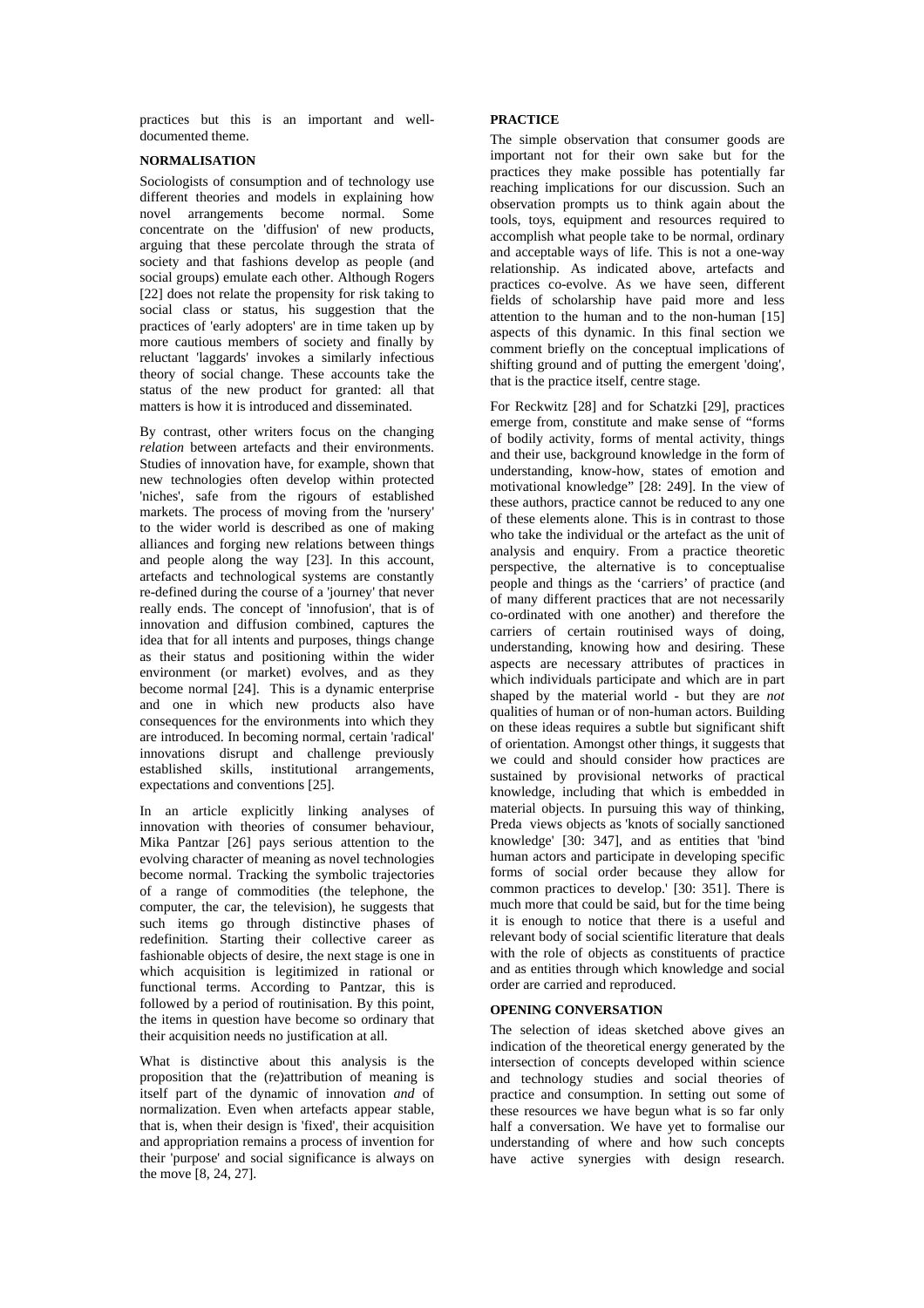practices but this is an important and well-documented theme.

## NORMALISATION

Sociologists of consumption and of technology use different theories and models in explaining how novel arrangements become normal. Some concentrate on the 'diffusion' of new products, arguing that these percolate through the strata of society and that fashions develop as people (and social groups) emulate each other. Although Rogers [22] does not relate the propensity for risk taking to social class or status, his suggestion that the practices of 'early adopters' are in time taken up by more cautious members of society and finally by reluctant 'laggards' invokes a similarly infectious theory of social change. These accounts take the status of the new product for granted: all that matters is how it is introduced and disseminated.

By contrast, other writers focus on the changing *relation* between artefacts and their environments. Studies of innovation have, for example, shown that new technologies often develop within protected 'niches', safe from the rigours of established markets. The process of moving from the 'nursery' to the wider world is described as one of making alliances and forging new relations between things and people along the way [23]. In this account, artefacts and technological systems are constantly re-defined during the course of a 'journey' that never really ends. The concept of 'innofusion', that is of innovation and diffusion combined, captures the idea that for all intents and purposes, things change as their status and positioning within the wider environment (or market) evolves, and as they become normal [24]. This is a dynamic enterprise and one in which new products also have consequences for the environments into which they are introduced. In becoming normal, certain 'radical' innovations disrupt and challenge previously established skills, institutional arrangements, expectations and conventions [25].

In an article explicitly linking analyses of innovation with theories of consumer behaviour, Mika Pantzar [26] pays serious attention to the evolving character of meaning as novel technologies become normal. Tracking the symbolic trajectories of a range of commodities (the telephone, the computer, the car, the television), he suggests that such items go through distinctive phases of redefinition. Starting their collective career as fashionable objects of desire, the next stage is one in which acquisition is legitimized in rational or functional terms. According to Pantzar, this is followed by a period of routinisation. By this point, the items in question have become so ordinary that their acquisition needs no justification at all.

What is distinctive about this analysis is the proposition that the (re)attribution of meaning is itself part of the dynamic of innovation *and* of normalization. Even when artefacts appear stable, that is, when their design is 'fixed', their acquisition and appropriation remains a process of invention for their 'purpose' and social significance is always on the move [8, 24, 27].

## PRACTICE

The simple observation that consumer goods are important not for their own sake but for the practices they make possible has potentially far reaching implications for our discussion. Such an observation prompts us to think again about the tools, toys, equipment and resources required to accomplish what people take to be normal, ordinary and acceptable ways of life. This is not a one-way relationship. As indicated above, artefacts and practices co-evolve. As we have seen, different fields of scholarship have paid more and less attention to the human and to the non-human [15] aspects of this dynamic. In this final section we comment briefly on the conceptual implications of shifting ground and of putting the emergent 'doing', that is the practice itself, centre stage.

For Reckwitz [28] and for Schatzki [29], practices emerge from, constitute and make sense of "forms of bodily activity, forms of mental activity, things and their use, background knowledge in the form of understanding, know-how, states of emotion and motivational knowledge" [28: 249]. In the view of these authors, practice cannot be reduced to any one of these elements alone. This is in contrast to those who take the individual or the artefact as the unit of analysis and enquiry. From a practice theoretic perspective, the alternative is to conceptualise people and things as the 'carriers' of practice (and of many different practices that are not necessarily co-ordinated with one another) and therefore the carriers of certain routinised ways of doing, understanding, knowing how and desiring. These aspects are necessary attributes of practices in which individuals participate and which are in part shaped by the material world - but they are *not* qualities of human or of non-human actors. Building on these ideas requires a subtle but significant shift of orientation. Amongst other things, it suggests that we could and should consider how practices are sustained by provisional networks of practical knowledge, including that which is embedded in material objects. In pursuing this way of thinking, Preda views objects as 'knots of socially sanctioned knowledge' [30: 347], and as entities that 'bind human actors and participate in developing specific forms of social order because they allow for common practices to develop.' [30: 351]. There is much more that could be said, but for the time being it is enough to notice that there is a useful and relevant body of social scientific literature that deals with the role of objects as constituents of practice and as entities through which knowledge and social order are carried and reproduced.

## OPENING CONVERSATION

The selection of ideas sketched above gives an indication of the theoretical energy generated by the intersection of concepts developed within science and technology studies and social theories of practice and consumption. In setting out some of these resources we have begun what is so far only half a conversation. We have yet to formalise our understanding of where and how such concepts have active synergies with design research.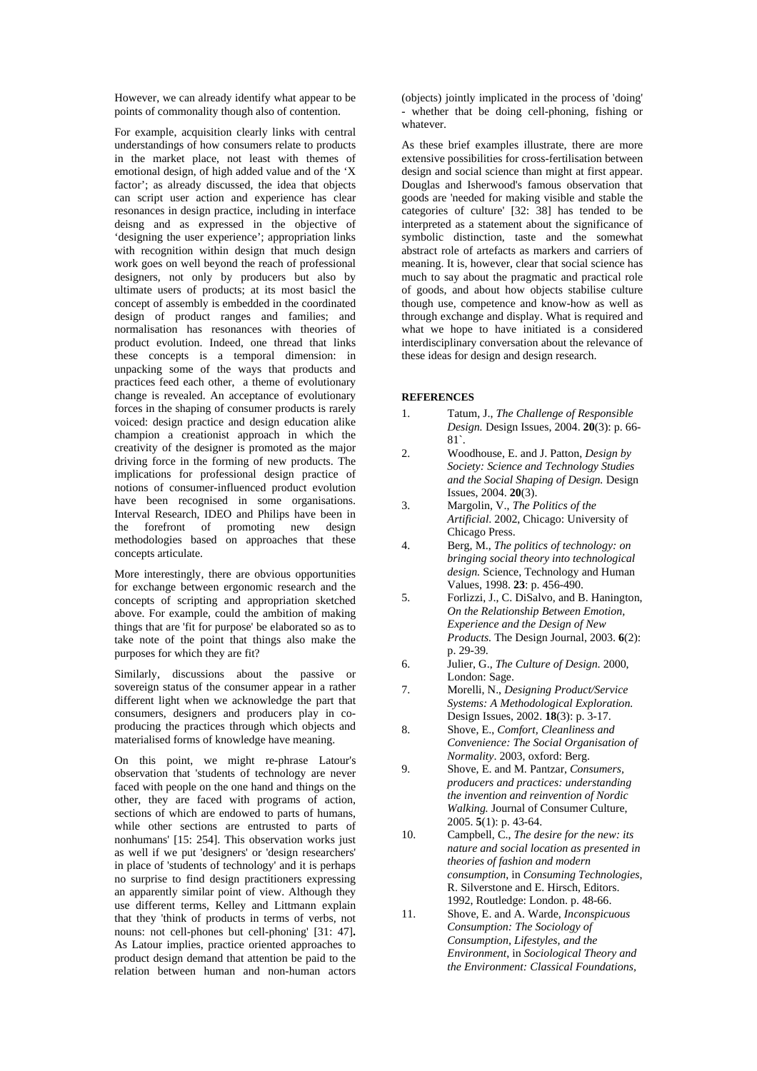However, we can already identify what appear to be points of commonality though also of contention.

For example, acquisition clearly links with central understandings of how consumers relate to products in the market place, not least with themes of emotional design, of high added value and of the 'X factor'; as already discussed, the idea that objects can script user action and experience has clear resonances in design practice, including in interface deisng and as expressed in the objective of 'designing the user experience'; appropriation links with recognition within design that much design work goes on well beyond the reach of professional designers, not only by producers but also by ultimate users of products; at its most basicl the concept of assembly is embedded in the coordinated design of product ranges and families; and normalisation has resonances with theories of product evolution. Indeed, one thread that links these concepts is a temporal dimension: in unpacking some of the ways that products and practices feed each other, a theme of evolutionary change is revealed. An acceptance of evolutionary forces in the shaping of consumer products is rarely voiced: design practice and design education alike champion a creationist approach in which the creativity of the designer is promoted as the major driving force in the forming of new products. The implications for professional design practice of notions of consumer-influenced product evolution have been recognised in some organisations. Interval Research, IDEO and Philips have been in the forefront of promoting new design methodologies based on approaches that these concepts articulate.

More interestingly, there are obvious opportunities for exchange between ergonomic research and the concepts of scripting and appropriation sketched above. For example, could the ambition of making things that are 'fit for purpose' be elaborated so as to take note of the point that things also make the purposes for which they are fit?

Similarly, discussions about the passive or sovereign status of the consumer appear in a rather different light when we acknowledge the part that consumers, designers and producers play in co-producing the practices through which objects and materialised forms of knowledge have meaning.

On this point, we might re-phrase Latour's observation that 'students of technology are never faced with people on the one hand and things on the other, they are faced with programs of action, sections of which are endowed to parts of humans, while other sections are entrusted to parts of nonhumans' [15: 254]. This observation works just as well if we put 'designers' or 'design researchers' in place of 'students of technology' and it is perhaps no surprise to find design practitioners expressing an apparently similar point of view. Although they use different terms, Kelley and Littmann explain that they 'think of products in terms of verbs, not nouns: not cell-phones but cell-phoning' [31: 47]**.** As Latour implies, practice oriented approaches to product design demand that attention be paid to the relation between human and non-human actors (objects) jointly implicated in the process of 'doing' - whether that be doing cell-phoning, fishing or whatever.

As these brief examples illustrate, there are more extensive possibilities for cross-fertilisation between design and social science than might at first appear. Douglas and Isherwood's famous observation that goods are 'needed for making visible and stable the categories of culture' [32: 38] has tended to be interpreted as a statement about the significance of symbolic distinction, taste and the somewhat abstract role of artefacts as markers and carriers of meaning. It is, however, clear that social science has much to say about the pragmatic and practical role of goods, and about how objects stabilise culture though use, competence and know-how as well as through exchange and display. What is required and what we hope to have initiated is a considered interdisciplinary conversation about the relevance of these ideas for design and design research.

**REFERENCES**

1. Tatum, J., *The Challenge of Responsible Design.* Design Issues, 2004. **20**(3): p. 66-81`.
2. Woodhouse, E. and J. Patton, *Design by Society: Science and Technology Studies and the Social Shaping of Design.* Design Issues, 2004. **20**(3).
3. Margolin, V., *The Politics of the Artificial*. 2002, Chicago: University of Chicago Press.
4. Berg, M., *The politics of technology: on bringing social theory into technological design.* Science, Technology and Human Values, 1998. **23**: p. 456-490.
5. Forlizzi, J., C. DiSalvo, and B. Hanington, *On the Relationship Between Emotion, Experience and the Design of New Products.* The Design Journal, 2003. **6**(2): p. 29-39.
6. Julier, G., *The Culture of Design.* 2000, London: Sage.
7. Morelli, N., *Designing Product/Service Systems: A Methodological Exploration.* Design Issues, 2002. **18**(3): p. 3-17.
8. Shove, E., *Comfort, Cleanliness and Convenience: The Social Organisation of Normality*. 2003, oxford: Berg.
9. Shove, E. and M. Pantzar, *Consumers, producers and practices: understanding the invention and reinvention of Nordic Walking.* Journal of Consumer Culture, 2005. **5**(1): p. 43-64.
10. Campbell, C., *The desire for the new: its nature and social location as presented in theories of fashion and modern consumption*, in *Consuming Technologies*, R. Silverstone and E. Hirsch, Editors. 1992, Routledge: London. p. 48-66.
11. Shove, E. and A. Warde, *Inconspicuous Consumption: The Sociology of Consumption, Lifestyles, and the Environment*, in *Sociological Theory and the Environment: Classical Foundations,*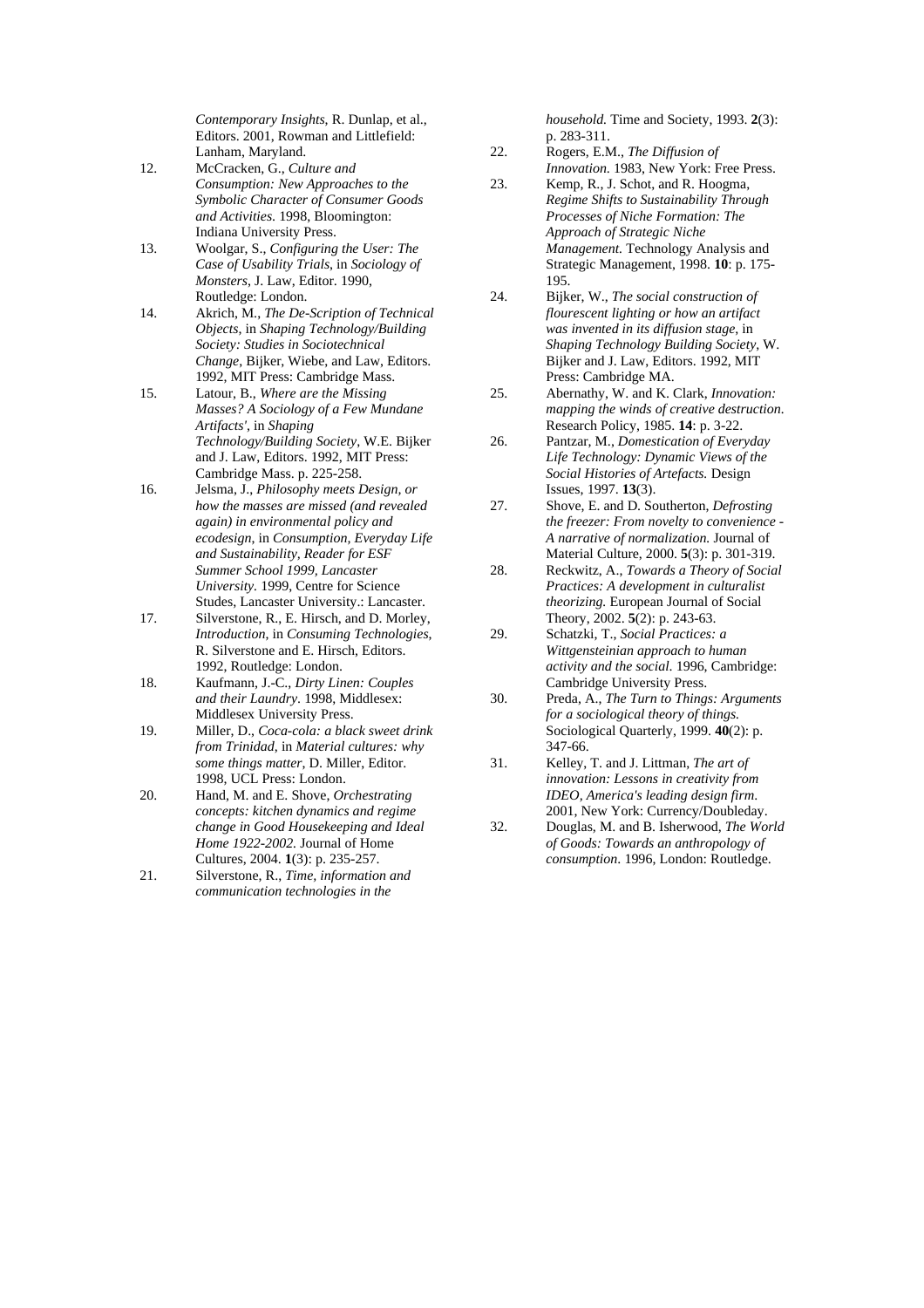*Contemporary Insights*, R. Dunlap, et al., Editors. 2001, Rowman and Littlefield: Lanham, Maryland.

12. McCracken, G., *Culture and Consumption: New Approaches to the Symbolic Character of Consumer Goods and Activities.* 1998, Bloomington: Indiana University Press.
13. Woolgar, S., *Configuring the User: The Case of Usability Trials*, in *Sociology of Monsters*, J. Law, Editor. 1990, Routledge: London.
14. Akrich, M., *The De-Scription of Technical Objects*, in *Shaping Technology/Building Society: Studies in Sociotechnical Change*, Bijker, Wiebe, and Law, Editors. 1992, MIT Press: Cambridge Mass.
15. Latour, B., *Where are the Missing Masses? A Sociology of a Few Mundane Artifacts'*, in *Shaping Technology/Building Society*, W.E. Bijker and J. Law, Editors. 1992, MIT Press: Cambridge Mass. p. 225-258.
16. Jelsma, J., *Philosophy meets Design, or how the masses are missed (and revealed again) in environmental policy and ecodesign*, in *Consumption, Everyday Life and Sustainability, Reader for ESF Summer School 1999, Lancaster University.* 1999, Centre for Science Studes, Lancaster University.: Lancaster.
17. Silverstone, R., E. Hirsch, and D. Morley, *Introduction*, in *Consuming Technologies*, R. Silverstone and E. Hirsch, Editors. 1992, Routledge: London.
18. Kaufmann, J.-C., *Dirty Linen: Couples and their Laundry.* 1998, Middlesex: Middlesex University Press.
19. Miller, D., *Coca-cola: a black sweet drink from Trinidad*, in *Material cultures: why some things matter*, D. Miller, Editor. 1998, UCL Press: London.
20. Hand, M. and E. Shove, *Orchestrating concepts: kitchen dynamics and regime change in Good Housekeeping and Ideal Home 1922-2002.* Journal of Home Cultures, 2004. **1**(3): p. 235-257.
21. Silverstone, R., *Time, information and communication technologies in the household.* Time and Society, 1993. **2**(3): p. 283-311.
22. Rogers, E.M., *The Diffusion of Innovation.* 1983, New York: Free Press.
23. Kemp, R., J. Schot, and R. Hoogma, *Regime Shifts to Sustainability Through Processes of Niche Formation: The Approach of Strategic Niche Management.* Technology Analysis and Strategic Management, 1998. **10**: p. 175-195.
24. Bijker, W., *The social construction of flourescent lighting or how an artifact was invented in its diffusion stage*, in *Shaping Technology Building Society*, W. Bijker and J. Law, Editors. 1992, MIT Press: Cambridge MA.
25. Abernathy, W. and K. Clark, *Innovation: mapping the winds of creative destruction.* Research Policy, 1985. **14**: p. 3-22.
26. Pantzar, M., *Domestication of Everyday Life Technology: Dynamic Views of the Social Histories of Artefacts.* Design Issues, 1997. **13**(3).
27. Shove, E. and D. Southerton, *Defrosting the freezer: From novelty to convenience - A narrative of normalization.* Journal of Material Culture, 2000. **5**(3): p. 301-319.
28. Reckwitz, A., *Towards a Theory of Social Practices: A development in culturalist theorizing.* European Journal of Social Theory, 2002. **5**(2): p. 243-63.
29. Schatzki, T., *Social Practices: a Wittgensteinian approach to human activity and the social.* 1996, Cambridge: Cambridge University Press.
30. Preda, A., *The Turn to Things: Arguments for a sociological theory of things.* Sociological Quarterly, 1999. **40**(2): p. 347-66.
31. Kelley, T. and J. Littman, *The art of innovation: Lessons in creativity from IDEO, America's leading design firm.* 2001, New York: Currency/Doubleday.
32. Douglas, M. and B. Isherwood, *The World of Goods: Towards an anthropology of consumption.* 1996, London: Routledge.